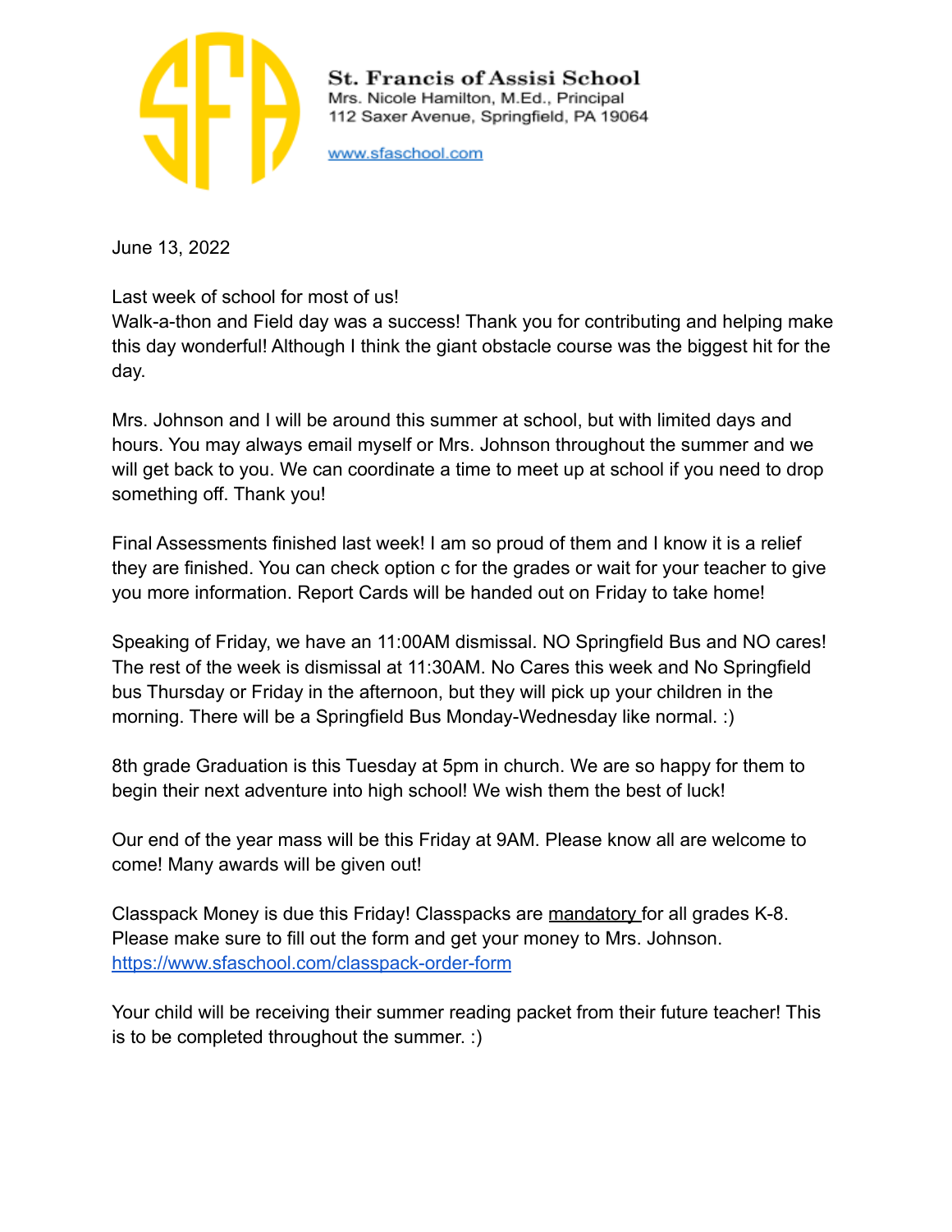**St. Francis of Assisi School**
Mrs. Nicole Hamilton, M.Ed., Principal
112 Saxer Avenue, Springfield, PA 19064

[www.sfaschool.com](http://www.sfaschool.com)

June 13, 2022

Last week of school for most of us!
Walk-a-thon and Field day was a success! Thank you for contributing and helping make this day wonderful! Although I think the giant obstacle course was the biggest hit for the day.

Mrs. Johnson and I will be around this summer at school, but with limited days and hours. You may always email myself or Mrs. Johnson throughout the summer and we will get back to you. We can coordinate a time to meet up at school if you need to drop something off. Thank you!

Final Assessments finished last week! I am so proud of them and I know it is a relief they are finished. You can check option c for the grades or wait for your teacher to give you more information. Report Cards will be handed out on Friday to take home!

Speaking of Friday, we have an 11:00AM dismissal. NO Springfield Bus and NO cares! The rest of the week is dismissal at 11:30AM. No Cares this week and No Springfield bus Thursday or Friday in the afternoon, but they will pick up your children in the morning. There will be a Springfield Bus Monday-Wednesday like normal. :)

8th grade Graduation is this Tuesday at 5pm in church. We are so happy for them to begin their next adventure into high school! We wish them the best of luck!

Our end of the year mass will be this Friday at 9AM. Please know all are welcome to come! Many awards will be given out!

Classpack Money is due this Friday! Classpacks are <u>mandatory</u> for all grades K-8. Please make sure to fill out the form and get your money to Mrs. Johnson.
[https://www.sfaschool.com/classpack-order-form](https://www.sfaschool.com/classpack-order-form)

Your child will be receiving their summer reading packet from their future teacher! This is to be completed throughout the summer. :)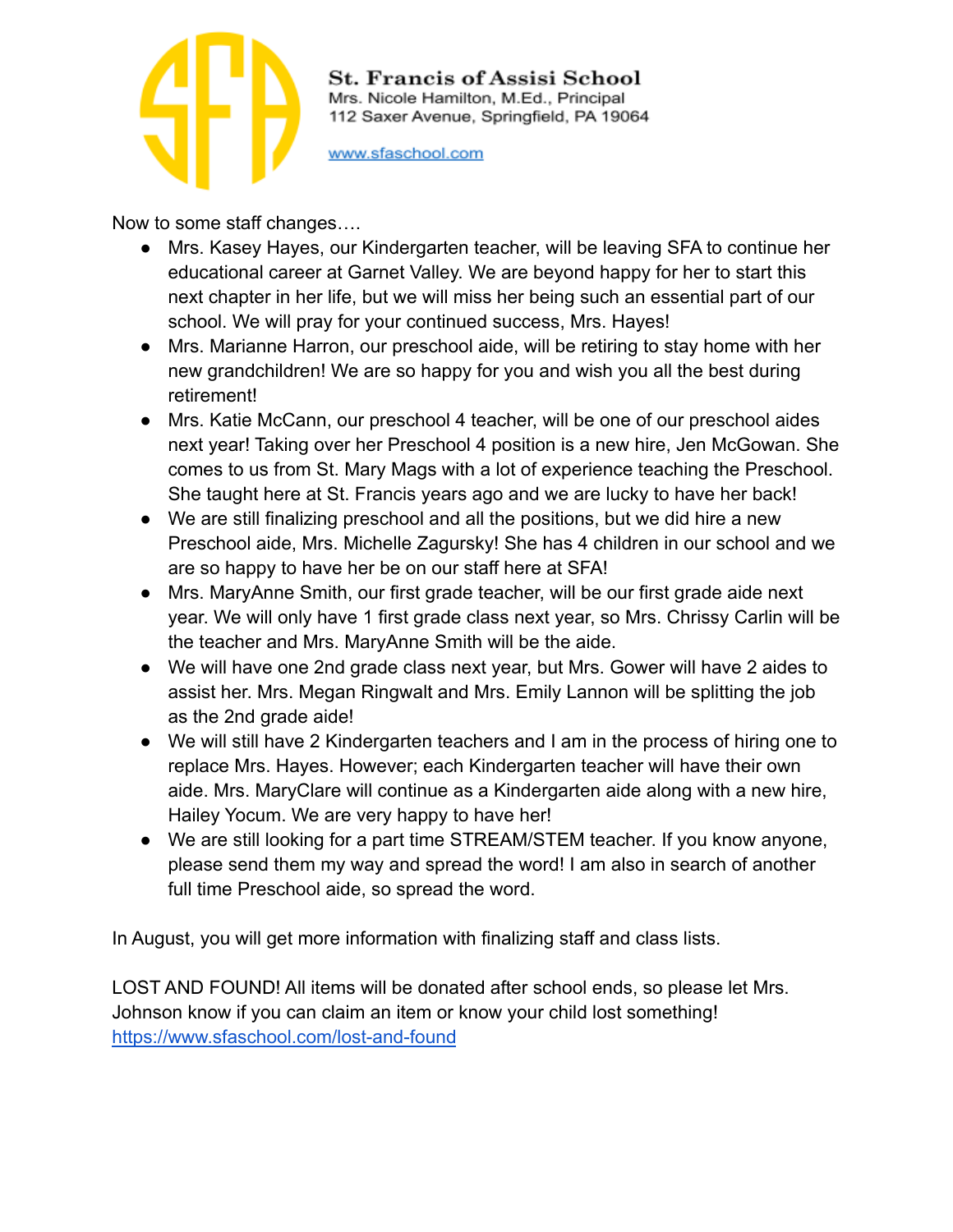St. Francis of Assisi School
Mrs. Nicole Hamilton, M.Ed., Principal
112 Saxer Avenue, Springfield, PA 19064

www.sfaschool.com

Now to some staff changes….

- Mrs. Kasey Hayes, our Kindergarten teacher, will be leaving SFA to continue her educational career at Garnet Valley. We are beyond happy for her to start this next chapter in her life, but we will miss her being such an essential part of our school. We will pray for your continued success, Mrs. Hayes!
- Mrs. Marianne Harron, our preschool aide, will be retiring to stay home with her new grandchildren! We are so happy for you and wish you all the best during retirement!
- Mrs. Katie McCann, our preschool 4 teacher, will be one of our preschool aides next year! Taking over her Preschool 4 position is a new hire, Jen McGowan. She comes to us from St. Mary Mags with a lot of experience teaching the Preschool. She taught here at St. Francis years ago and we are lucky to have her back!
- We are still finalizing preschool and all the positions, but we did hire a new Preschool aide, Mrs. Michelle Zagursky! She has 4 children in our school and we are so happy to have her be on our staff here at SFA!
- Mrs. MaryAnne Smith, our first grade teacher, will be our first grade aide next year. We will only have 1 first grade class next year, so Mrs. Chrissy Carlin will be the teacher and Mrs. MaryAnne Smith will be the aide.
- We will have one 2nd grade class next year, but Mrs. Gower will have 2 aides to assist her. Mrs. Megan Ringwalt and Mrs. Emily Lannon will be splitting the job as the 2nd grade aide!
- We will still have 2 Kindergarten teachers and I am in the process of hiring one to replace Mrs. Hayes. However; each Kindergarten teacher will have their own aide. Mrs. MaryClare will continue as a Kindergarten aide along with a new hire, Hailey Yocum. We are very happy to have her!
- We are still looking for a part time STREAM/STEM teacher. If you know anyone, please send them my way and spread the word! I am also in search of another full time Preschool aide, so spread the word.

In August, you will get more information with finalizing staff and class lists.

LOST AND FOUND! All items will be donated after school ends, so please let Mrs. Johnson know if you can claim an item or know your child lost something!
https://www.sfaschool.com/lost-and-found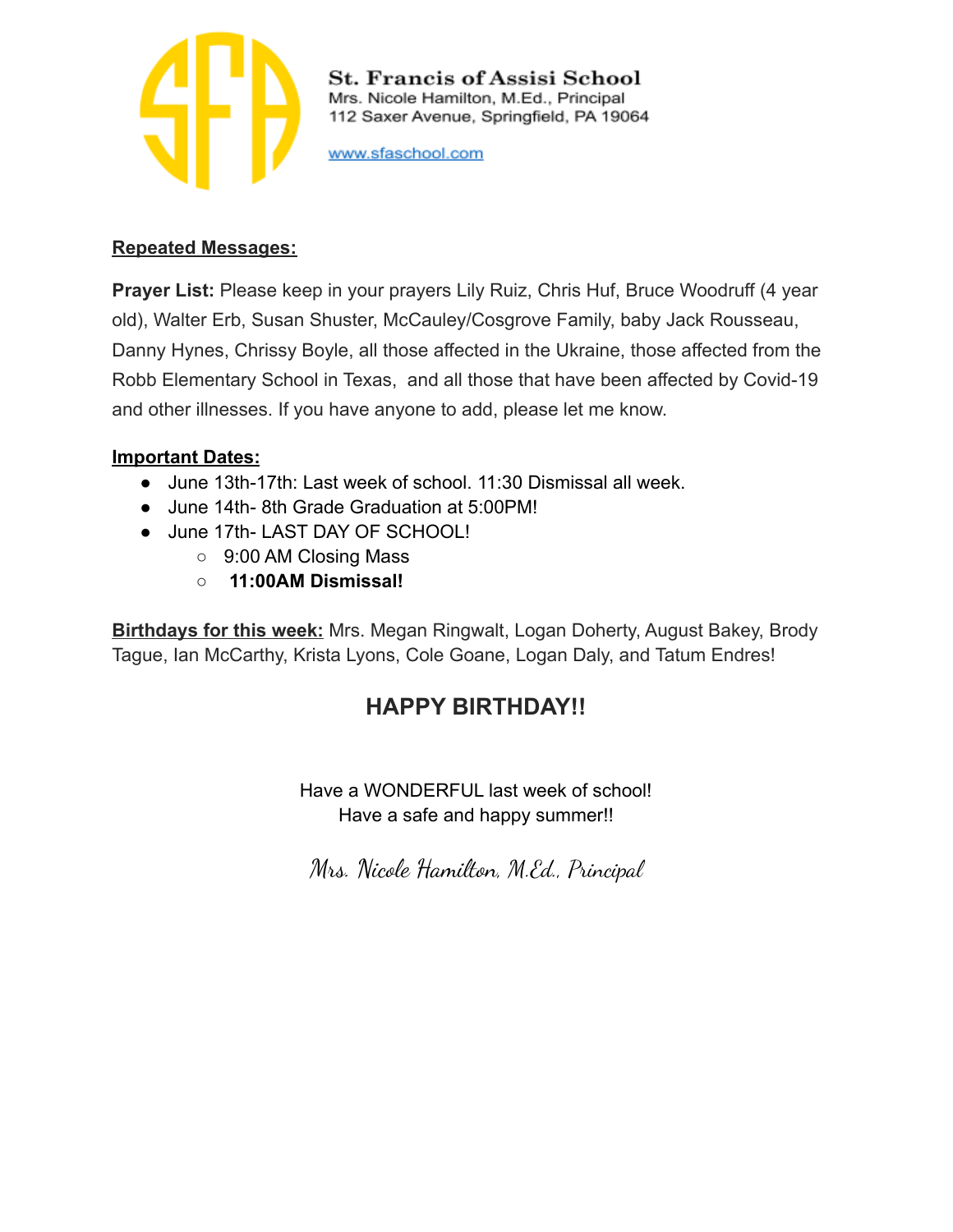**St. Francis of Assisi School**
Mrs. Nicole Hamilton, M.Ed., Principal
112 Saxer Avenue, Springfield, PA 19064

www.sfaschool.com

**Repeated Messages:**

**Prayer List:** Please keep in your prayers Lily Ruiz, Chris Huf, Bruce Woodruff (4 year old), Walter Erb, Susan Shuster, McCauley/Cosgrove Family, baby Jack Rousseau, Danny Hynes, Chrissy Boyle, all those affected in the Ukraine, those affected from the Robb Elementary School in Texas, and all those that have been affected by Covid-19 and other illnesses. If you have anyone to add, please let me know.

**Important Dates:**

- June 13th-17th: Last week of school. 11:30 Dismissal all week.
- June 14th- 8th Grade Graduation at 5:00PM!
- June 17th- LAST DAY OF SCHOOL!
  - 9:00 AM Closing Mass
  - **11:00AM Dismissal!**

**Birthdays for this week:** Mrs. Megan Ringwalt, Logan Doherty, August Bakey, Brody Tague, Ian McCarthy, Krista Lyons, Cole Goane, Logan Daly, and Tatum Endres!

## HAPPY BIRTHDAY!!

Have a WONDERFUL last week of school!
Have a safe and happy summer!!

*Mrs. Nicole Hamilton, M.Ed., Principal*